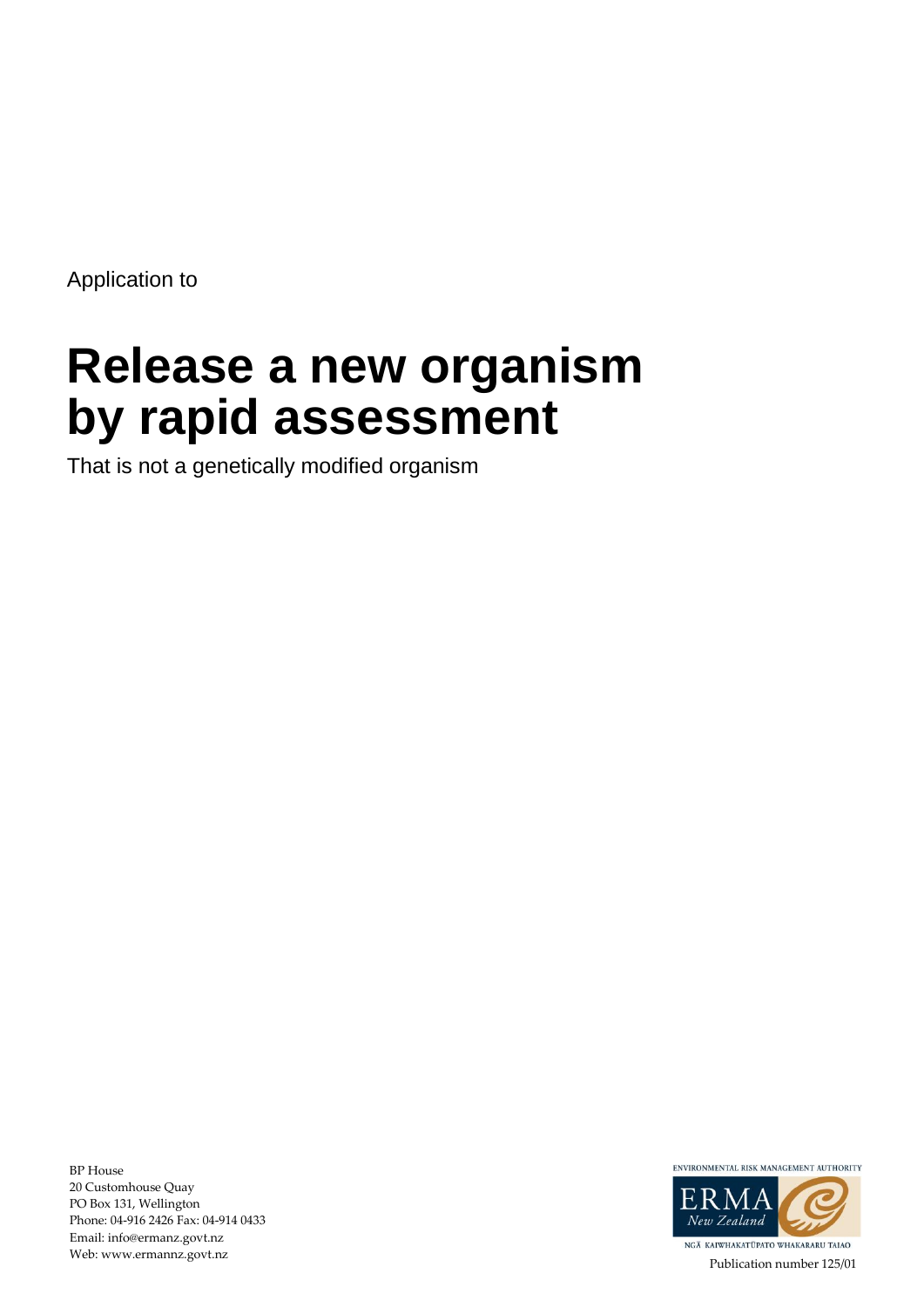Application to

# Release a new organism by rapid assessment

That is not a genetically modified organism

BP House
20 Customhouse Quay
PO Box 131, Wellington
Phone: 04-916 2426 Fax: 04-914 0433
Email: info@ermanz.govt.nz
Web: www.ermannz.govt.nz

ENVIRONMENTAL RISK MANAGEMENT AUTHORITY
ERMA New Zealand
NGĀ KAIWHAKATŪPATO WHAKARARU TAIAO

Publication number 125/01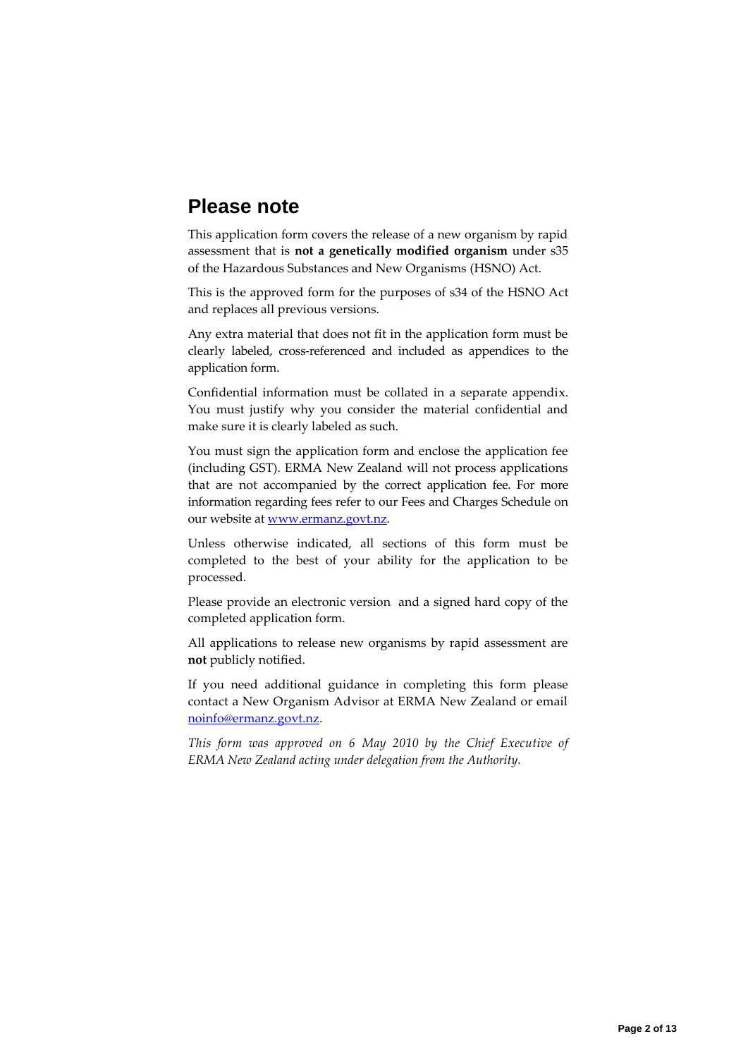## Please note

This application form covers the release of a new organism by rapid assessment that is **not a genetically modified organism** under s35 of the Hazardous Substances and New Organisms (HSNO) Act.

This is the approved form for the purposes of s34 of the HSNO Act and replaces all previous versions.

Any extra material that does not fit in the application form must be clearly labeled, cross-referenced and included as appendices to the application form.

Confidential information must be collated in a separate appendix. You must justify why you consider the material confidential and make sure it is clearly labeled as such.

You must sign the application form and enclose the application fee (including GST). ERMA New Zealand will not process applications that are not accompanied by the correct application fee. For more information regarding fees refer to our Fees and Charges Schedule on our website at [www.ermanz.govt.nz](http://www.ermanz.govt.nz).

Unless otherwise indicated, all sections of this form must be completed to the best of your ability for the application to be processed.

Please provide an electronic version and a signed hard copy of the completed application form.

All applications to release new organisms by rapid assessment are **not** publicly notified.

If you need additional guidance in completing this form please contact a New Organism Advisor at ERMA New Zealand or email [noinfo@ermanz.govt.nz](mailto:noinfo@ermanz.govt.nz).

*This form was approved on 6 May 2010 by the Chief Executive of ERMA New Zealand acting under delegation from the Authority.*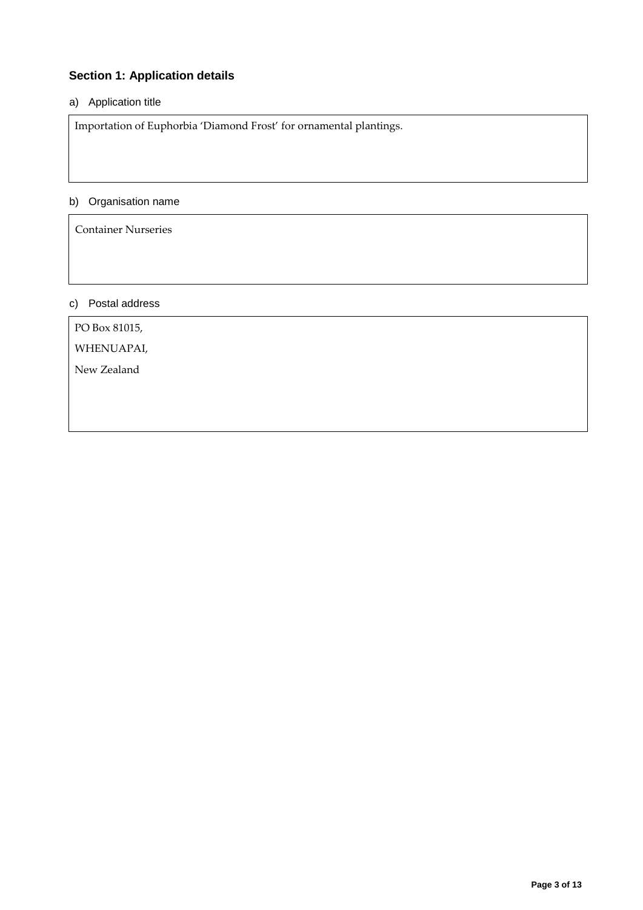## Section 1: Application details

a) Application title

Importation of Euphorbia 'Diamond Frost' for ornamental plantings.

b) Organisation name

Container Nurseries

c) Postal address

PO Box 81015,

WHENUAPAI,

New Zealand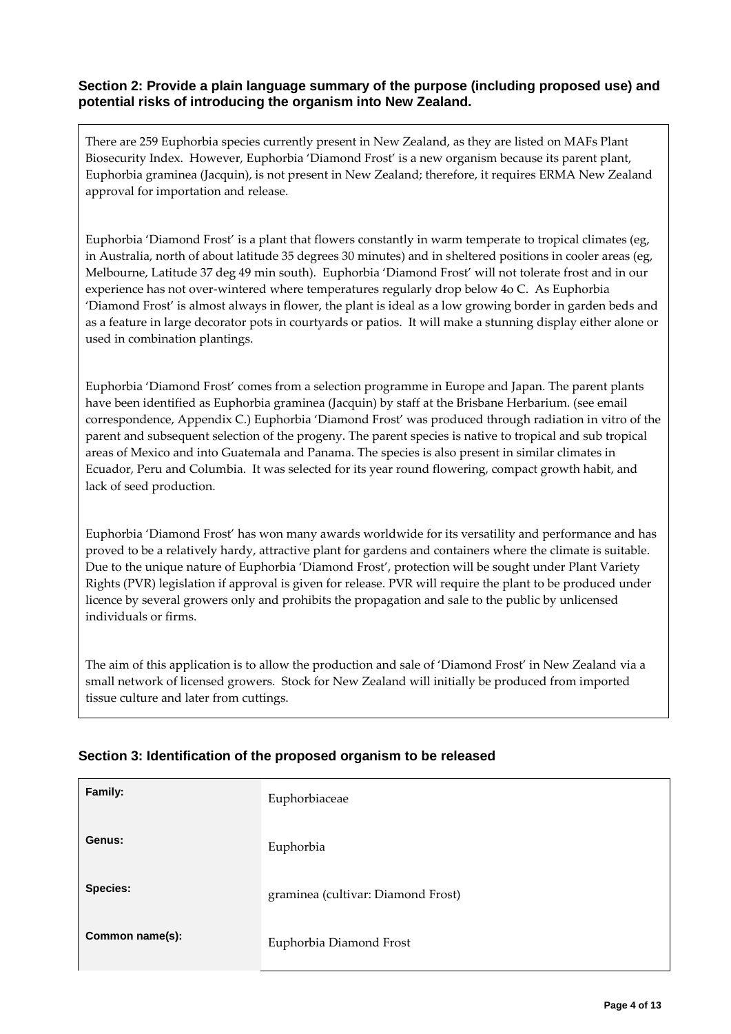### Section 2: Provide a plain language summary of the purpose (including proposed use) and potential risks of introducing the organism into New Zealand.

There are 259 Euphorbia species currently present in New Zealand, as they are listed on MAFs Plant Biosecurity Index. However, Euphorbia 'Diamond Frost' is a new organism because its parent plant, Euphorbia graminea (Jacquin), is not present in New Zealand; therefore, it requires ERMA New Zealand approval for importation and release.

Euphorbia 'Diamond Frost' is a plant that flowers constantly in warm temperate to tropical climates (eg, in Australia, north of about latitude 35 degrees 30 minutes) and in sheltered positions in cooler areas (eg, Melbourne, Latitude 37 deg 49 min south). Euphorbia 'Diamond Frost' will not tolerate frost and in our experience has not over-wintered where temperatures regularly drop below 4o C. As Euphorbia 'Diamond Frost' is almost always in flower, the plant is ideal as a low growing border in garden beds and as a feature in large decorator pots in courtyards or patios. It will make a stunning display either alone or used in combination plantings.

Euphorbia 'Diamond Frost' comes from a selection programme in Europe and Japan. The parent plants have been identified as Euphorbia graminea (Jacquin) by staff at the Brisbane Herbarium. (see email correspondence, Appendix C.) Euphorbia 'Diamond Frost' was produced through radiation in vitro of the parent and subsequent selection of the progeny. The parent species is native to tropical and sub tropical areas of Mexico and into Guatemala and Panama. The species is also present in similar climates in Ecuador, Peru and Columbia. It was selected for its year round flowering, compact growth habit, and lack of seed production.

Euphorbia 'Diamond Frost' has won many awards worldwide for its versatility and performance and has proved to be a relatively hardy, attractive plant for gardens and containers where the climate is suitable. Due to the unique nature of Euphorbia 'Diamond Frost', protection will be sought under Plant Variety Rights (PVR) legislation if approval is given for release. PVR will require the plant to be produced under licence by several growers only and prohibits the propagation and sale to the public by unlicensed individuals or firms.

The aim of this application is to allow the production and sale of 'Diamond Frost' in New Zealand via a small network of licensed growers. Stock for New Zealand will initially be produced from imported tissue culture and later from cuttings.

### Section 3: Identification of the proposed organism to be released

| | |
|---|---|
| **Family:** | Euphorbiaceae |
| **Genus:** | Euphorbia |
| **Species:** | graminea (cultivar: Diamond Frost) |
| **Common name(s):** | Euphorbia Diamond Frost |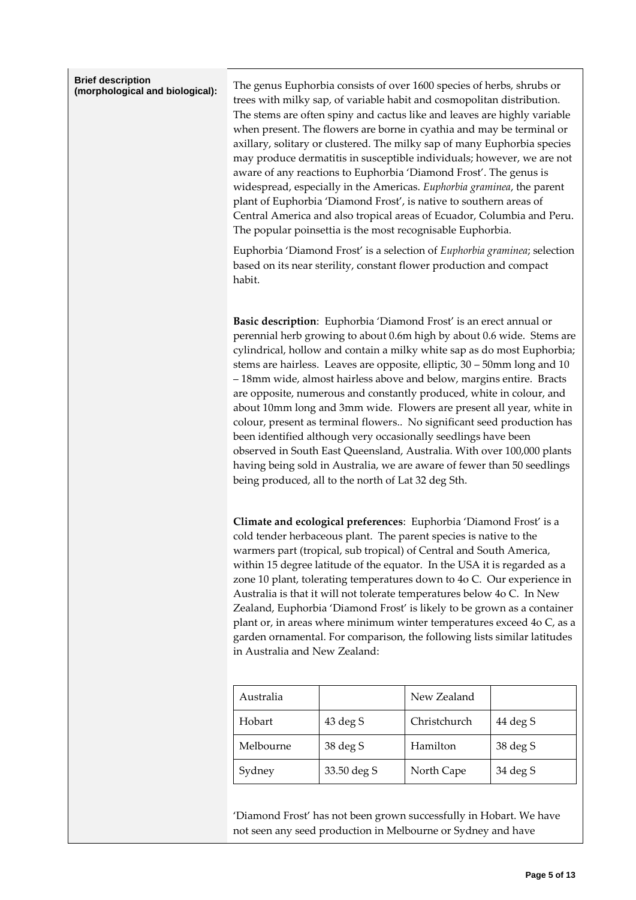**Brief description (morphological and biological):**

The genus Euphorbia consists of over 1600 species of herbs, shrubs or trees with milky sap, of variable habit and cosmopolitan distribution. The stems are often spiny and cactus like and leaves are highly variable when present. The flowers are borne in cyathia and may be terminal or axillary, solitary or clustered. The milky sap of many Euphorbia species may produce dermatitis in susceptible individuals; however, we are not aware of any reactions to Euphorbia 'Diamond Frost'. The genus is widespread, especially in the Americas. *Euphorbia graminea*, the parent plant of Euphorbia 'Diamond Frost', is native to southern areas of Central America and also tropical areas of Ecuador, Columbia and Peru. The popular poinsettia is the most recognisable Euphorbia.

Euphorbia 'Diamond Frost' is a selection of *Euphorbia graminea*; selection based on its near sterility, constant flower production and compact habit.

**Basic description**: Euphorbia 'Diamond Frost' is an erect annual or perennial herb growing to about 0.6m high by about 0.6 wide. Stems are cylindrical, hollow and contain a milky white sap as do most Euphorbia; stems are hairless. Leaves are opposite, elliptic, 30 – 50mm long and 10 – 18mm wide, almost hairless above and below, margins entire. Bracts are opposite, numerous and constantly produced, white in colour, and about 10mm long and 3mm wide. Flowers are present all year, white in colour, present as terminal flowers.. No significant seed production has been identified although very occasionally seedlings have been observed in South East Queensland, Australia. With over 100,000 plants having being sold in Australia, we are aware of fewer than 50 seedlings being produced, all to the north of Lat 32 deg Sth.

**Climate and ecological preferences**: Euphorbia 'Diamond Frost' is a cold tender herbaceous plant. The parent species is native to the warmers part (tropical, sub tropical) of Central and South America, within 15 degree latitude of the equator. In the USA it is regarded as a zone 10 plant, tolerating temperatures down to 4o C. Our experience in Australia is that it will not tolerate temperatures below 4o C. In New Zealand, Euphorbia 'Diamond Frost' is likely to be grown as a container plant or, in areas where minimum winter temperatures exceed 4o C, as a garden ornamental. For comparison, the following lists similar latitudes in Australia and New Zealand:

| Australia | | New Zealand | |
|---|---|---|---|
| Hobart | 43 deg S | Christchurch | 44 deg S |
| Melbourne | 38 deg S | Hamilton | 38 deg S |
| Sydney | 33.50 deg S | North Cape | 34 deg S |

'Diamond Frost' has not been grown successfully in Hobart. We have not seen any seed production in Melbourne or Sydney and have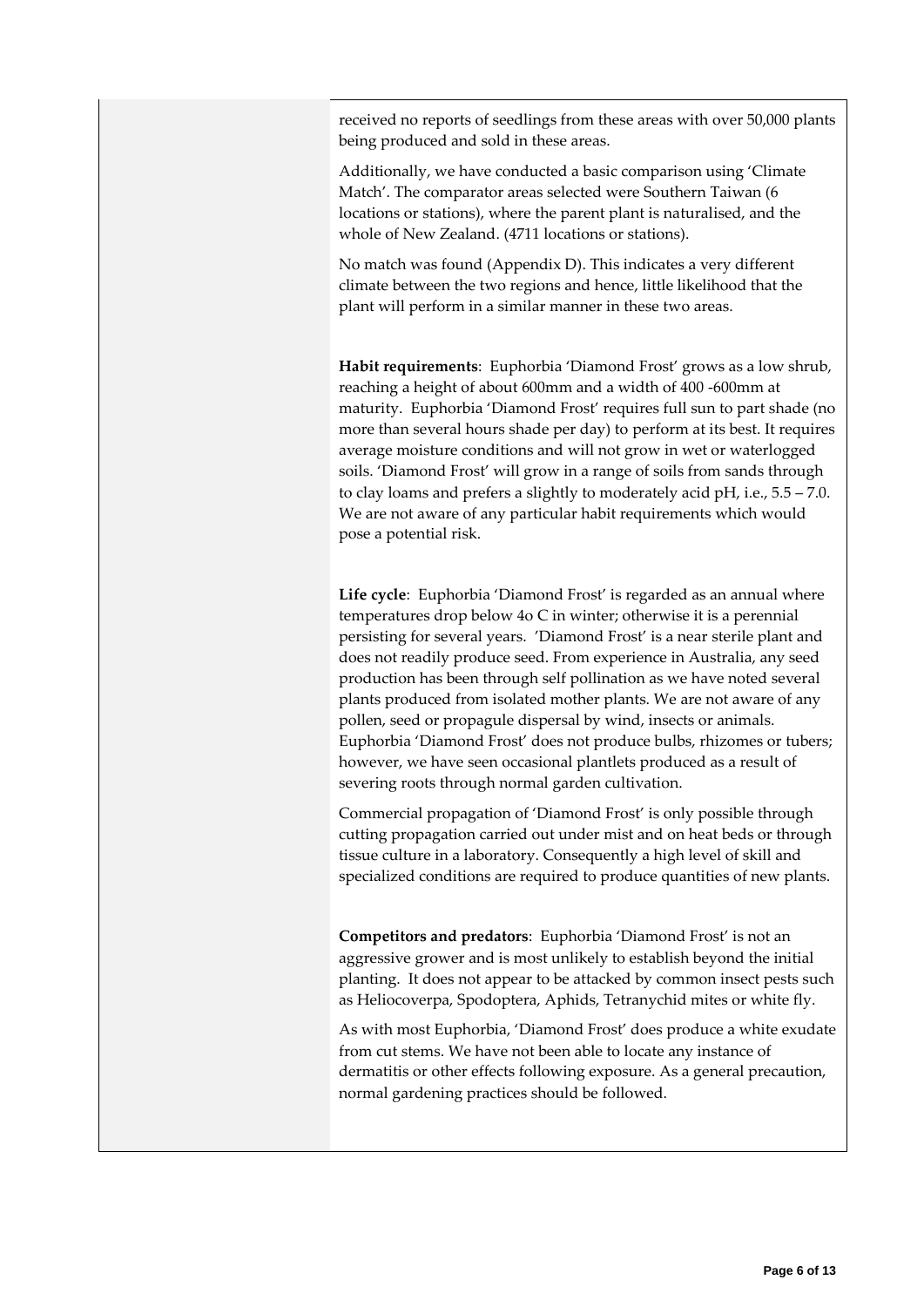received no reports of seedlings from these areas with over 50,000 plants being produced and sold in these areas.

Additionally, we have conducted a basic comparison using 'Climate Match'. The comparator areas selected were Southern Taiwan (6 locations or stations), where the parent plant is naturalised, and the whole of New Zealand. (4711 locations or stations).

No match was found (Appendix D). This indicates a very different climate between the two regions and hence, little likelihood that the plant will perform in a similar manner in these two areas.

**Habit requirements**: Euphorbia 'Diamond Frost' grows as a low shrub, reaching a height of about 600mm and a width of 400 -600mm at maturity. Euphorbia 'Diamond Frost' requires full sun to part shade (no more than several hours shade per day) to perform at its best. It requires average moisture conditions and will not grow in wet or waterlogged soils. 'Diamond Frost' will grow in a range of soils from sands through to clay loams and prefers a slightly to moderately acid pH, i.e., 5.5 – 7.0. We are not aware of any particular habit requirements which would pose a potential risk.

**Life cycle**: Euphorbia 'Diamond Frost' is regarded as an annual where temperatures drop below 4o C in winter; otherwise it is a perennial persisting for several years. 'Diamond Frost' is a near sterile plant and does not readily produce seed. From experience in Australia, any seed production has been through self pollination as we have noted several plants produced from isolated mother plants. We are not aware of any pollen, seed or propagule dispersal by wind, insects or animals. Euphorbia 'Diamond Frost' does not produce bulbs, rhizomes or tubers; however, we have seen occasional plantlets produced as a result of severing roots through normal garden cultivation.

Commercial propagation of 'Diamond Frost' is only possible through cutting propagation carried out under mist and on heat beds or through tissue culture in a laboratory. Consequently a high level of skill and specialized conditions are required to produce quantities of new plants.

**Competitors and predators**: Euphorbia 'Diamond Frost' is not an aggressive grower and is most unlikely to establish beyond the initial planting. It does not appear to be attacked by common insect pests such as Heliocoverpa, Spodoptera, Aphids, Tetranychid mites or white fly.

As with most Euphorbia, 'Diamond Frost' does produce a white exudate from cut stems. We have not been able to locate any instance of dermatitis or other effects following exposure. As a general precaution, normal gardening practices should be followed.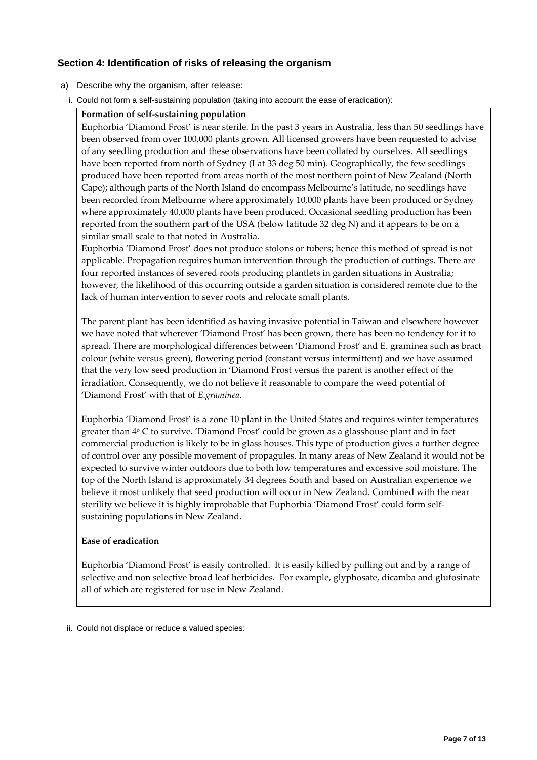## Section 4: Identification of risks of releasing the organism

a) Describe why the organism, after release:

i. Could not form a self-sustaining population (taking into account the ease of eradication):

**Formation of self-sustaining population**

Euphorbia 'Diamond Frost' is near sterile. In the past 3 years in Australia, less than 50 seedlings have been observed from over 100,000 plants grown. All licensed growers have been requested to advise of any seedling production and these observations have been collated by ourselves. All seedlings have been reported from north of Sydney (Lat 33 deg 50 min). Geographically, the few seedlings produced have been reported from areas north of the most northern point of New Zealand (North Cape); although parts of the North Island do encompass Melbourne's latitude, no seedlings have been recorded from Melbourne where approximately 10,000 plants have been produced or Sydney where approximately 40,000 plants have been produced. Occasional seedling production has been reported from the southern part of the USA (below latitude 32 deg N) and it appears to be on a similar small scale to that noted in Australia.

Euphorbia 'Diamond Frost' does not produce stolons or tubers; hence this method of spread is not applicable. Propagation requires human intervention through the production of cuttings. There are four reported instances of severed roots producing plantlets in garden situations in Australia; however, the likelihood of this occurring outside a garden situation is considered remote due to the lack of human intervention to sever roots and relocate small plants.

The parent plant has been identified as having invasive potential in Taiwan and elsewhere however we have noted that wherever 'Diamond Frost' has been grown, there has been no tendency for it to spread. There are morphological differences between 'Diamond Frost' and E. graminea such as bract colour (white versus green), flowering period (constant versus intermittent) and we have assumed that the very low seed production in 'Diamond Frost versus the parent is another effect of the irradiation. Consequently, we do not believe it reasonable to compare the weed potential of 'Diamond Frost' with that of *E.graminea*.

Euphorbia 'Diamond Frost' is a zone 10 plant in the United States and requires winter temperatures greater than 4° C to survive. 'Diamond Frost' could be grown as a glasshouse plant and in fact commercial production is likely to be in glass houses. This type of production gives a further degree of control over any possible movement of propagules. In many areas of New Zealand it would not be expected to survive winter outdoors due to both low temperatures and excessive soil moisture. The top of the North Island is approximately 34 degrees South and based on Australian experience we believe it most unlikely that seed production will occur in New Zealand. Combined with the near sterility we believe it is highly improbable that Euphorbia 'Diamond Frost' could form self-sustaining populations in New Zealand.

**Ease of eradication**

Euphorbia 'Diamond Frost' is easily controlled. It is easily killed by pulling out and by a range of selective and non selective broad leaf herbicides. For example, glyphosate, dicamba and glufosinate all of which are registered for use in New Zealand.

ii. Could not displace or reduce a valued species: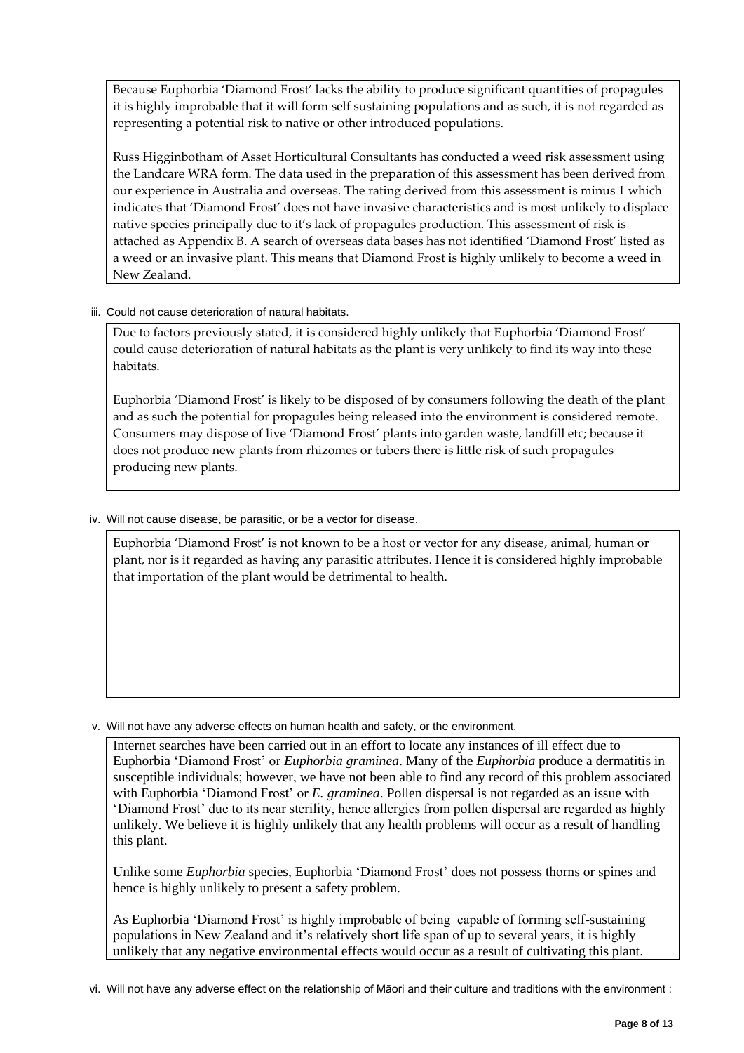Because Euphorbia 'Diamond Frost' lacks the ability to produce significant quantities of propagules it is highly improbable that it will form self sustaining populations and as such, it is not regarded as representing a potential risk to native or other introduced populations.

Russ Higginbotham of Asset Horticultural Consultants has conducted a weed risk assessment using the Landcare WRA form. The data used in the preparation of this assessment has been derived from our experience in Australia and overseas. The rating derived from this assessment is minus 1 which indicates that 'Diamond Frost' does not have invasive characteristics and is most unlikely to displace native species principally due to it's lack of propagules production. This assessment of risk is attached as Appendix B. A search of overseas data bases has not identified 'Diamond Frost' listed as a weed or an invasive plant. This means that Diamond Frost is highly unlikely to become a weed in New Zealand.

iii. Could not cause deterioration of natural habitats.

Due to factors previously stated, it is considered highly unlikely that Euphorbia 'Diamond Frost' could cause deterioration of natural habitats as the plant is very unlikely to find its way into these habitats.

Euphorbia 'Diamond Frost' is likely to be disposed of by consumers following the death of the plant and as such the potential for propagules being released into the environment is considered remote. Consumers may dispose of live 'Diamond Frost' plants into garden waste, landfill etc; because it does not produce new plants from rhizomes or tubers there is little risk of such propagules producing new plants.

iv. Will not cause disease, be parasitic, or be a vector for disease.

Euphorbia 'Diamond Frost' is not known to be a host or vector for any disease, animal, human or plant, nor is it regarded as having any parasitic attributes. Hence it is considered highly improbable that importation of the plant would be detrimental to health.

v. Will not have any adverse effects on human health and safety, or the environment.

Internet searches have been carried out in an effort to locate any instances of ill effect due to Euphorbia 'Diamond Frost' or *Euphorbia graminea*. Many of the *Euphorbia* produce a dermatitis in susceptible individuals; however, we have not been able to find any record of this problem associated with Euphorbia 'Diamond Frost' or *E. graminea*. Pollen dispersal is not regarded as an issue with 'Diamond Frost' due to its near sterility, hence allergies from pollen dispersal are regarded as highly unlikely. We believe it is highly unlikely that any health problems will occur as a result of handling this plant.

Unlike some *Euphorbia* species, Euphorbia 'Diamond Frost' does not possess thorns or spines and hence is highly unlikely to present a safety problem.

As Euphorbia 'Diamond Frost' is highly improbable of being capable of forming self-sustaining populations in New Zealand and it's relatively short life span of up to several years, it is highly unlikely that any negative environmental effects would occur as a result of cultivating this plant.

vi. Will not have any adverse effect on the relationship of Māori and their culture and traditions with the environment :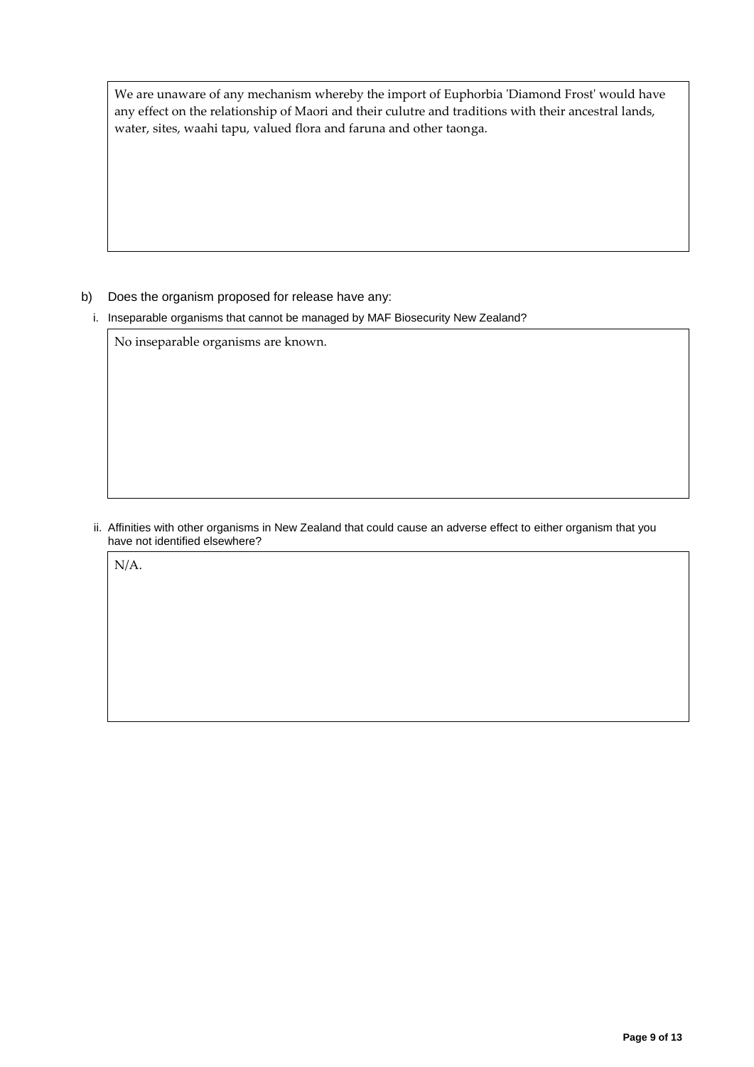We are unaware of any mechanism whereby the import of Euphorbia 'Diamond Frost' would have any effect on the relationship of Maori and their culutre and traditions with their ancestral lands, water, sites, waahi tapu, valued flora and faruna and other taonga.

b) Does the organism proposed for release have any:

i. Inseparable organisms that cannot be managed by MAF Biosecurity New Zealand?

No inseparable organisms are known.

ii. Affinities with other organisms in New Zealand that could cause an adverse effect to either organism that you have not identified elsewhere?

N/A.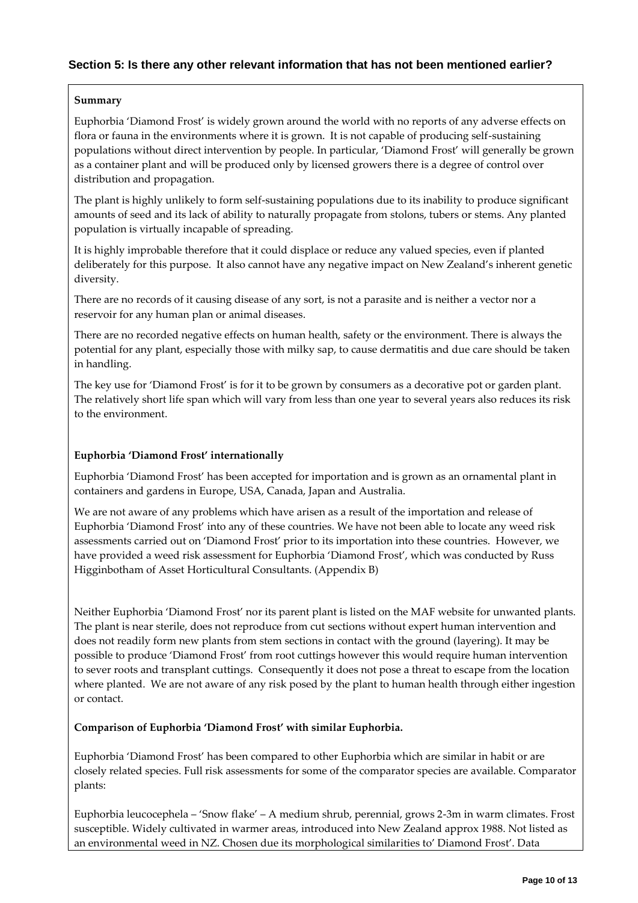## Section 5: Is there any other relevant information that has not been mentioned earlier?

**Summary**

Euphorbia 'Diamond Frost' is widely grown around the world with no reports of any adverse effects on flora or fauna in the environments where it is grown. It is not capable of producing self-sustaining populations without direct intervention by people. In particular, 'Diamond Frost' will generally be grown as a container plant and will be produced only by licensed growers there is a degree of control over distribution and propagation.

The plant is highly unlikely to form self-sustaining populations due to its inability to produce significant amounts of seed and its lack of ability to naturally propagate from stolons, tubers or stems. Any planted population is virtually incapable of spreading.

It is highly improbable therefore that it could displace or reduce any valued species, even if planted deliberately for this purpose. It also cannot have any negative impact on New Zealand's inherent genetic diversity.

There are no records of it causing disease of any sort, is not a parasite and is neither a vector nor a reservoir for any human plan or animal diseases.

There are no recorded negative effects on human health, safety or the environment. There is always the potential for any plant, especially those with milky sap, to cause dermatitis and due care should be taken in handling.

The key use for 'Diamond Frost' is for it to be grown by consumers as a decorative pot or garden plant. The relatively short life span which will vary from less than one year to several years also reduces its risk to the environment.

**Euphorbia 'Diamond Frost' internationally**

Euphorbia 'Diamond Frost' has been accepted for importation and is grown as an ornamental plant in containers and gardens in Europe, USA, Canada, Japan and Australia.

We are not aware of any problems which have arisen as a result of the importation and release of Euphorbia 'Diamond Frost' into any of these countries. We have not been able to locate any weed risk assessments carried out on 'Diamond Frost' prior to its importation into these countries. However, we have provided a weed risk assessment for Euphorbia 'Diamond Frost', which was conducted by Russ Higginbotham of Asset Horticultural Consultants. (Appendix B)

Neither Euphorbia 'Diamond Frost' nor its parent plant is listed on the MAF website for unwanted plants. The plant is near sterile, does not reproduce from cut sections without expert human intervention and does not readily form new plants from stem sections in contact with the ground (layering). It may be possible to produce 'Diamond Frost' from root cuttings however this would require human intervention to sever roots and transplant cuttings. Consequently it does not pose a threat to escape from the location where planted. We are not aware of any risk posed by the plant to human health through either ingestion or contact.

**Comparison of Euphorbia 'Diamond Frost' with similar Euphorbia.**

Euphorbia 'Diamond Frost' has been compared to other Euphorbia which are similar in habit or are closely related species. Full risk assessments for some of the comparator species are available. Comparator plants:

Euphorbia leucocephela – 'Snow flake' – A medium shrub, perennial, grows 2-3m in warm climates. Frost susceptible. Widely cultivated in warmer areas, introduced into New Zealand approx 1988. Not listed as an environmental weed in NZ. Chosen due its morphological similarities to' Diamond Frost'. Data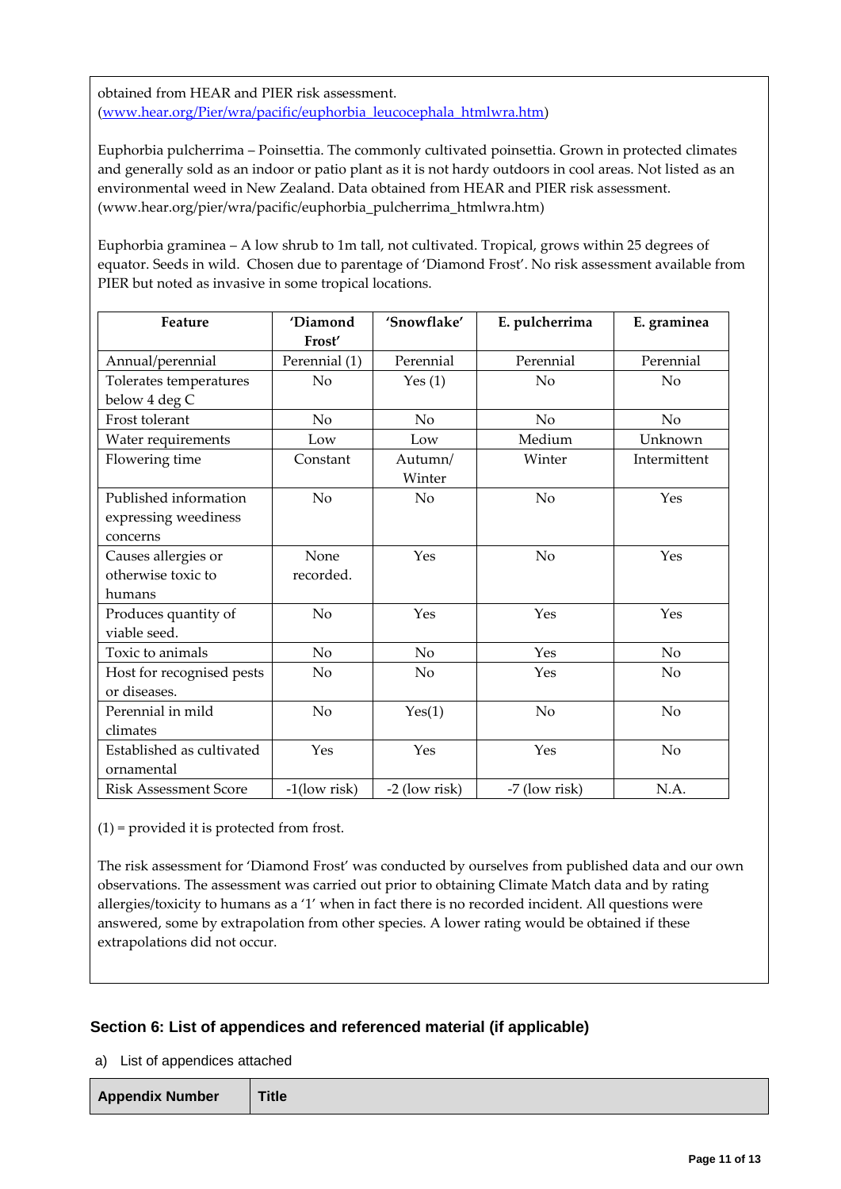obtained from HEAR and PIER risk assessment. (www.hear.org/Pier/wra/pacific/euphorbia_leucocephala_htmlwra.htm)

Euphorbia pulcherrima – Poinsettia. The commonly cultivated poinsettia. Grown in protected climates and generally sold as an indoor or patio plant as it is not hardy outdoors in cool areas. Not listed as an environmental weed in New Zealand. Data obtained from HEAR and PIER risk assessment. (www.hear.org/pier/wra/pacific/euphorbia_pulcherrima_htmlwra.htm)

Euphorbia graminea – A low shrub to 1m tall, not cultivated. Tropical, grows within 25 degrees of equator. Seeds in wild. Chosen due to parentage of 'Diamond Frost'. No risk assessment available from PIER but noted as invasive in some tropical locations.

| Feature | 'Diamond Frost' | 'Snowflake' | E. pulcherrima | E. graminea |
|---|---|---|---|---|
| Annual/perennial | Perennial (1) | Perennial | Perennial | Perennial |
| Tolerates temperatures below 4 deg C | No | Yes (1) | No | No |
| Frost tolerant | No | No | No | No |
| Water requirements | Low | Low | Medium | Unknown |
| Flowering time | Constant | Autumn/ Winter | Winter | Intermittent |
| Published information expressing weediness concerns | No | No | No | Yes |
| Causes allergies or otherwise toxic to humans | None recorded. | Yes | No | Yes |
| Produces quantity of viable seed. | No | Yes | Yes | Yes |
| Toxic to animals | No | No | Yes | No |
| Host for recognised pests or diseases. | No | No | Yes | No |
| Perennial in mild climates | No | Yes(1) | No | No |
| Established as cultivated ornamental | Yes | Yes | Yes | No |
| Risk Assessment Score | -1(low risk) | -2 (low risk) | -7 (low risk) | N.A. |

(1) = provided it is protected from frost.

The risk assessment for 'Diamond Frost' was conducted by ourselves from published data and our own observations. The assessment was carried out prior to obtaining Climate Match data and by rating allergies/toxicity to humans as a '1' when in fact there is no recorded incident. All questions were answered, some by extrapolation from other species. A lower rating would be obtained if these extrapolations did not occur.

## Section 6: List of appendices and referenced material (if applicable)

a) List of appendices attached

| Appendix Number | Title |
|---|---|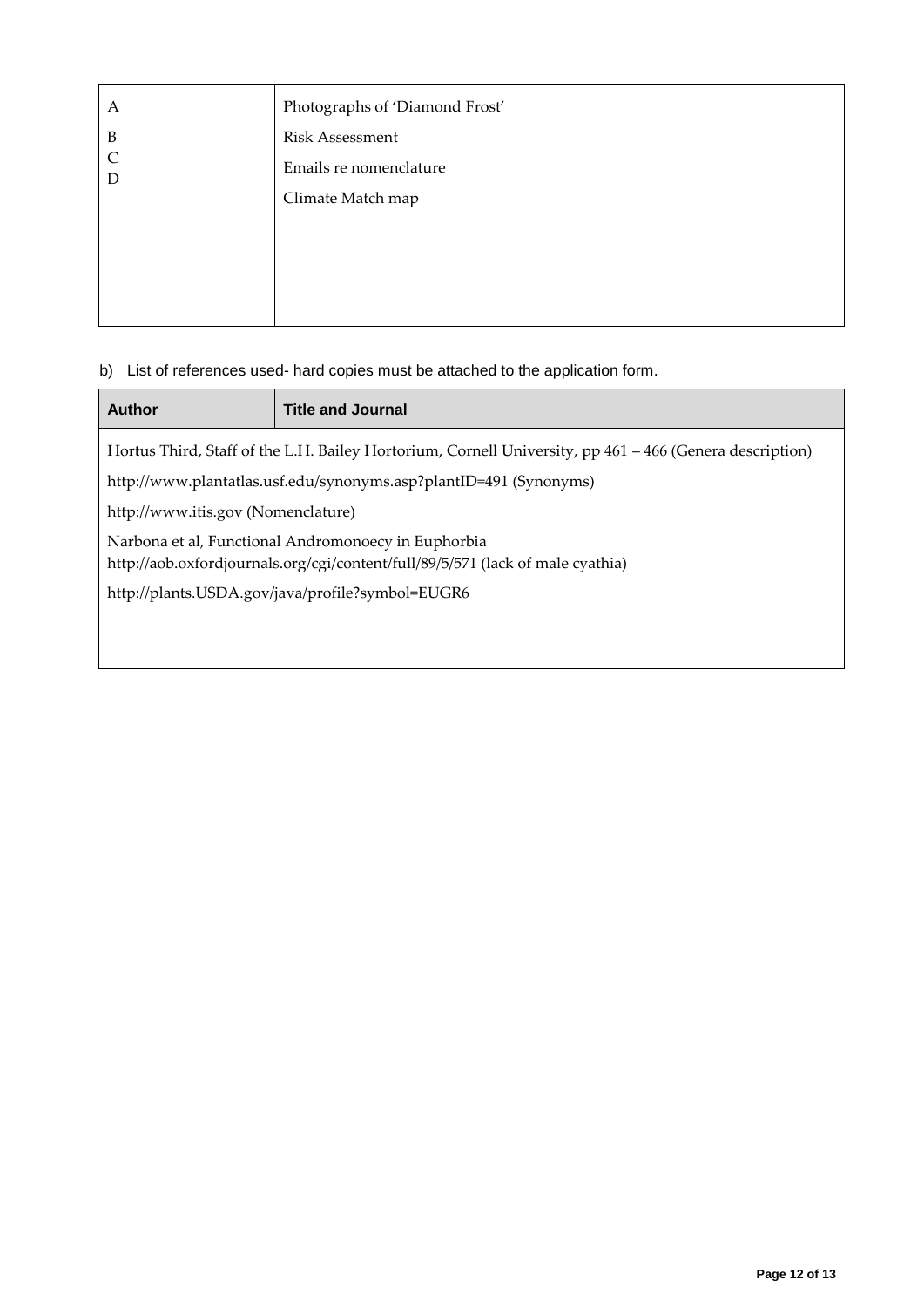| | |
|---|---|
| A | Photographs of 'Diamond Frost' |
| B | Risk Assessment |
| C | Emails re nomenclature |
| D | Climate Match map |

b) List of references used- hard copies must be attached to the application form.

| Author | Title and Journal |
|---|---|
| Hortus Third, Staff of the L.H. Bailey Hortorium, Cornell University, pp 461 – 466 (Genera description) | |
| http://www.plantatlas.usf.edu/synonyms.asp?plantID=491 (Synonyms) | |
| http://www.itis.gov (Nomenclature) | |
| Narbona et al, Functional Andromonoecy in Euphorbia http://aob.oxfordjournals.org/cgi/content/full/89/5/571 (lack of male cyathia) | |
| http://plants.USDA.gov/java/profile?symbol=EUGR6 | |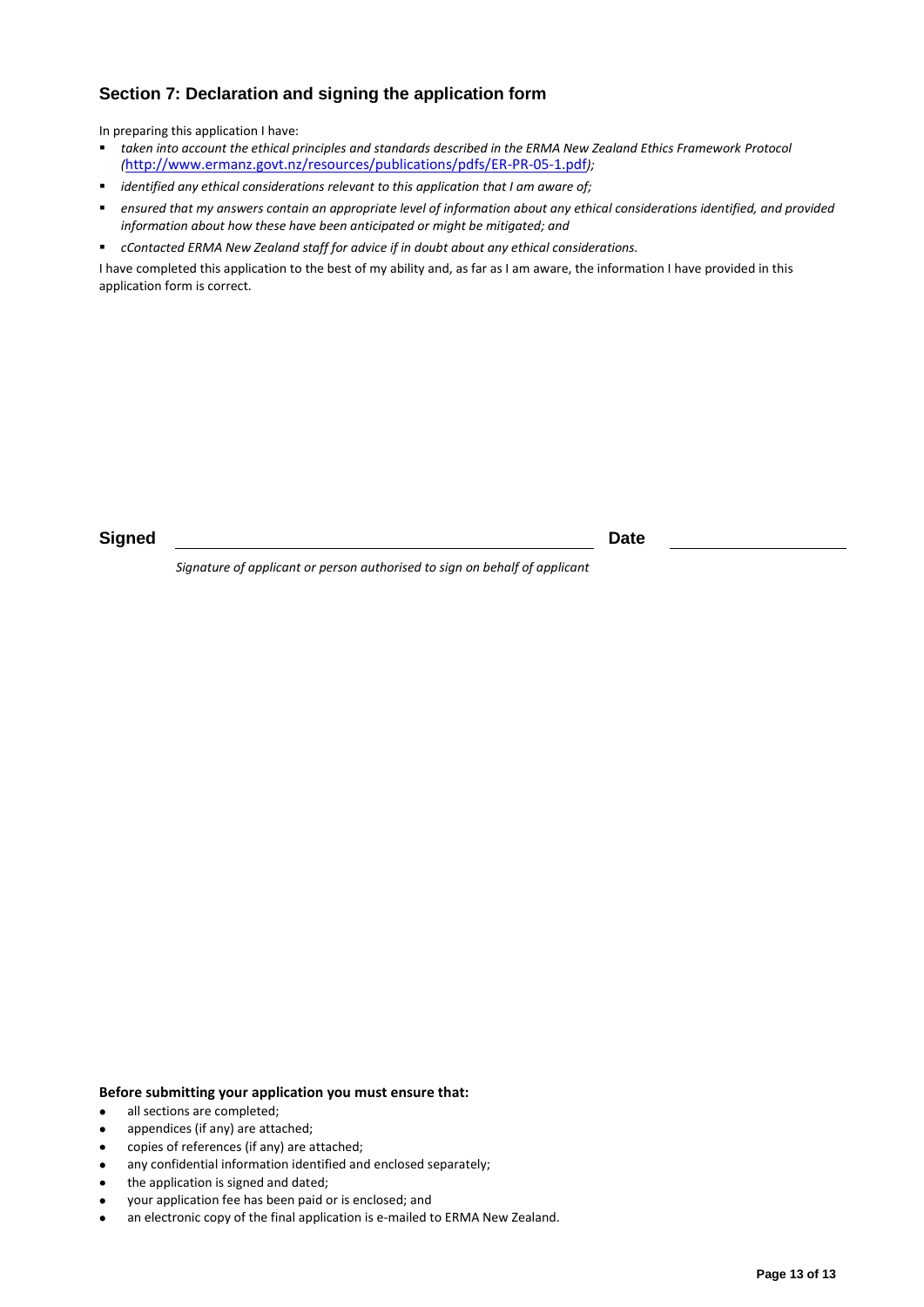## Section 7: Declaration and signing the application form

In preparing this application I have:

- *taken into account the ethical principles and standards described in the ERMA New Zealand Ethics Framework Protocol (*http://www.ermanz.govt.nz/resources/publications/pdfs/ER-PR-05-1.pdf*);*
- *identified any ethical considerations relevant to this application that I am aware of;*
- *ensured that my answers contain an appropriate level of information about any ethical considerations identified, and provided information about how these have been anticipated or might be mitigated; and*
- *cContacted ERMA New Zealand staff for advice if in doubt about any ethical considerations.*

I have completed this application to the best of my ability and, as far as I am aware, the information I have provided in this application form is correct.

**Signed** \_\_\_\_\_\_\_\_\_\_\_\_\_\_\_\_\_\_\_\_\_\_\_\_\_\_\_\_\_\_\_\_\_\_\_\_\_\_\_\_ **Date** \_\_\_\_\_\_\_\_\_\_\_\_\_\_\_\_\_\_\_\_

*Signature of applicant or person authorised to sign on behalf of applicant*

**Before submitting your application you must ensure that:**

- all sections are completed;
- appendices (if any) are attached;
- copies of references (if any) are attached;
- any confidential information identified and enclosed separately;
- the application is signed and dated;
- your application fee has been paid or is enclosed; and
- an electronic copy of the final application is e-mailed to ERMA New Zealand.